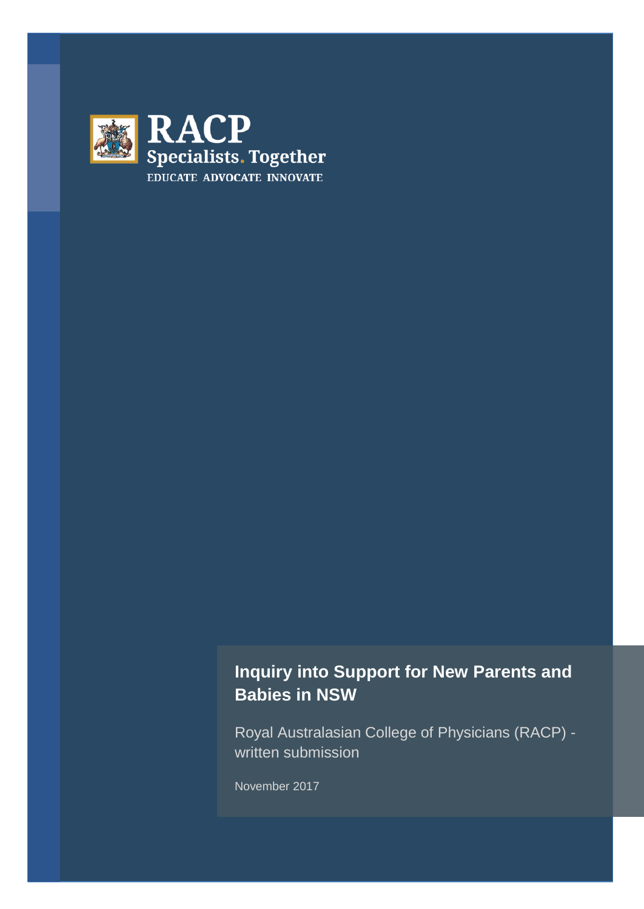RACP

Specialists. Together

EDUCATE ADVOCATE INNOVATE

# Inquiry into Support for New Parents and Babies in NSW

Royal Australasian College of Physicians (RACP) - written submission

November 2017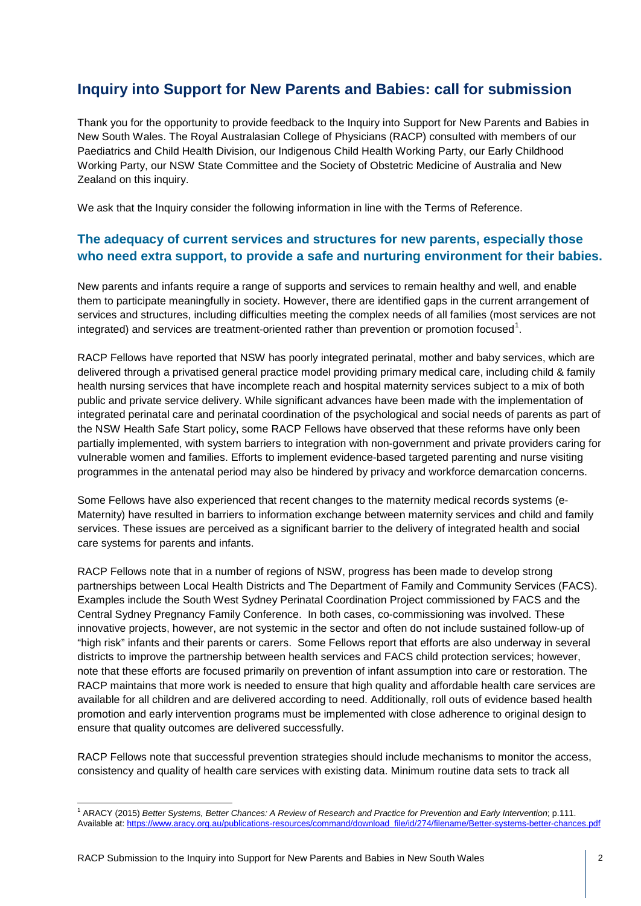## Inquiry into Support for New Parents and Babies: call for submission

Thank you for the opportunity to provide feedback to the Inquiry into Support for New Parents and Babies in New South Wales. The Royal Australasian College of Physicians (RACP) consulted with members of our Paediatrics and Child Health Division, our Indigenous Child Health Working Party, our Early Childhood Working Party, our NSW State Committee and the Society of Obstetric Medicine of Australia and New Zealand on this inquiry.

We ask that the Inquiry consider the following information in line with the Terms of Reference.

### The adequacy of current services and structures for new parents, especially those who need extra support, to provide a safe and nurturing environment for their babies.

New parents and infants require a range of supports and services to remain healthy and well, and enable them to participate meaningfully in society. However, there are identified gaps in the current arrangement of services and structures, including difficulties meeting the complex needs of all families (most services are not integrated) and services are treatment-oriented rather than prevention or promotion focused[1].

RACP Fellows have reported that NSW has poorly integrated perinatal, mother and baby services, which are delivered through a privatised general practice model providing primary medical care, including child & family health nursing services that have incomplete reach and hospital maternity services subject to a mix of both public and private service delivery. While significant advances have been made with the implementation of integrated perinatal care and perinatal coordination of the psychological and social needs of parents as part of the NSW Health Safe Start policy, some RACP Fellows have observed that these reforms have only been partially implemented, with system barriers to integration with non-government and private providers caring for vulnerable women and families. Efforts to implement evidence-based targeted parenting and nurse visiting programmes in the antenatal period may also be hindered by privacy and workforce demarcation concerns.

Some Fellows have also experienced that recent changes to the maternity medical records systems (e-Maternity) have resulted in barriers to information exchange between maternity services and child and family services. These issues are perceived as a significant barrier to the delivery of integrated health and social care systems for parents and infants.

RACP Fellows note that in a number of regions of NSW, progress has been made to develop strong partnerships between Local Health Districts and The Department of Family and Community Services (FACS). Examples include the South West Sydney Perinatal Coordination Project commissioned by FACS and the Central Sydney Pregnancy Family Conference. In both cases, co-commissioning was involved. These innovative projects, however, are not systemic in the sector and often do not include sustained follow-up of "high risk" infants and their parents or carers. Some Fellows report that efforts are also underway in several districts to improve the partnership between health services and FACS child protection services; however, note that these efforts are focused primarily on prevention of infant assumption into care or restoration. The RACP maintains that more work is needed to ensure that high quality and affordable health care services are available for all children and are delivered according to need. Additionally, roll outs of evidence based health promotion and early intervention programs must be implemented with close adherence to original design to ensure that quality outcomes are delivered successfully.

RACP Fellows note that successful prevention strategies should include mechanisms to monitor the access, consistency and quality of health care services with existing data. Minimum routine data sets to track all

---

[1] ARACY (2015) *Better Systems, Better Chances: A Review of Research and Practice for Prevention and Early Intervention*; p.111. Available at: https://www.aracy.org.au/publications-resources/command/download_file/id/274/filename/Better-systems-better-chances.pdf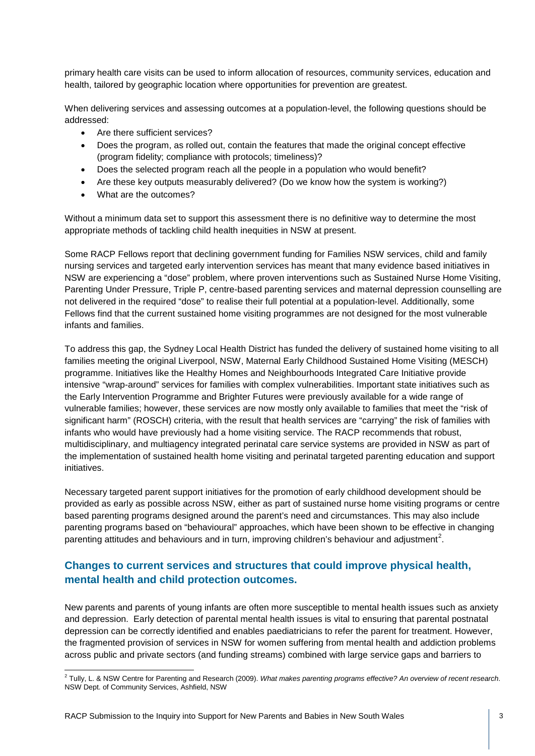primary health care visits can be used to inform allocation of resources, community services, education and health, tailored by geographic location where opportunities for prevention are greatest.

When delivering services and assessing outcomes at a population-level, the following questions should be addressed:

- Are there sufficient services?
- Does the program, as rolled out, contain the features that made the original concept effective (program fidelity; compliance with protocols; timeliness)?
- Does the selected program reach all the people in a population who would benefit?
- Are these key outputs measurably delivered? (Do we know how the system is working?)
- What are the outcomes?

Without a minimum data set to support this assessment there is no definitive way to determine the most appropriate methods of tackling child health inequities in NSW at present.

Some RACP Fellows report that declining government funding for Families NSW services, child and family nursing services and targeted early intervention services has meant that many evidence based initiatives in NSW are experiencing a "dose" problem, where proven interventions such as Sustained Nurse Home Visiting, Parenting Under Pressure, Triple P, centre-based parenting services and maternal depression counselling are not delivered in the required "dose" to realise their full potential at a population-level. Additionally, some Fellows find that the current sustained home visiting programmes are not designed for the most vulnerable infants and families.

To address this gap, the Sydney Local Health District has funded the delivery of sustained home visiting to all families meeting the original Liverpool, NSW, Maternal Early Childhood Sustained Home Visiting (MESCH) programme. Initiatives like the Healthy Homes and Neighbourhoods Integrated Care Initiative provide intensive "wrap-around" services for families with complex vulnerabilities. Important state initiatives such as the Early Intervention Programme and Brighter Futures were previously available for a wide range of vulnerable families; however, these services are now mostly only available to families that meet the "risk of significant harm" (ROSCH) criteria, with the result that health services are "carrying" the risk of families with infants who would have previously had a home visiting service. The RACP recommends that robust, multidisciplinary, and multiagency integrated perinatal care service systems are provided in NSW as part of the implementation of sustained health home visiting and perinatal targeted parenting education and support initiatives.

Necessary targeted parent support initiatives for the promotion of early childhood development should be provided as early as possible across NSW, either as part of sustained nurse home visiting programs or centre based parenting programs designed around the parent's need and circumstances. This may also include parenting programs based on "behavioural" approaches, which have been shown to be effective in changing parenting attitudes and behaviours and in turn, improving children's behaviour and adjustment[2].

## Changes to current services and structures that could improve physical health, mental health and child protection outcomes.

New parents and parents of young infants are often more susceptible to mental health issues such as anxiety and depression. Early detection of parental mental health issues is vital to ensuring that parental postnatal depression can be correctly identified and enables paediatricians to refer the parent for treatment. However, the fragmented provision of services in NSW for women suffering from mental health and addiction problems across public and private sectors (and funding streams) combined with large service gaps and barriers to

---

[2] Tully, L. & NSW Centre for Parenting and Research (2009). *What makes parenting programs effective? An overview of recent research*. NSW Dept. of Community Services, Ashfield, NSW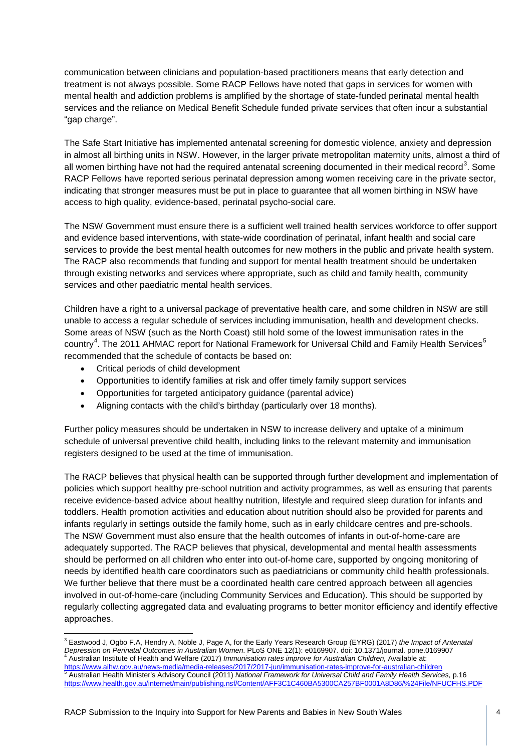communication between clinicians and population-based practitioners means that early detection and treatment is not always possible. Some RACP Fellows have noted that gaps in services for women with mental health and addiction problems is amplified by the shortage of state-funded perinatal mental health services and the reliance on Medical Benefit Schedule funded private services that often incur a substantial "gap charge".

The Safe Start Initiative has implemented antenatal screening for domestic violence, anxiety and depression in almost all birthing units in NSW. However, in the larger private metropolitan maternity units, almost a third of all women birthing have not had the required antenatal screening documented in their medical record[3]. Some RACP Fellows have reported serious perinatal depression among women receiving care in the private sector, indicating that stronger measures must be put in place to guarantee that all women birthing in NSW have access to high quality, evidence-based, perinatal psycho-social care.

The NSW Government must ensure there is a sufficient well trained health services workforce to offer support and evidence based interventions, with state-wide coordination of perinatal, infant health and social care services to provide the best mental health outcomes for new mothers in the public and private health system. The RACP also recommends that funding and support for mental health treatment should be undertaken through existing networks and services where appropriate, such as child and family health, community services and other paediatric mental health services.

Children have a right to a universal package of preventative health care, and some children in NSW are still unable to access a regular schedule of services including immunisation, health and development checks. Some areas of NSW (such as the North Coast) still hold some of the lowest immunisation rates in the country[4]. The 2011 AHMAC report for National Framework for Universal Child and Family Health Services[5] recommended that the schedule of contacts be based on:

- Critical periods of child development
- Opportunities to identify families at risk and offer timely family support services
- Opportunities for targeted anticipatory guidance (parental advice)
- Aligning contacts with the child's birthday (particularly over 18 months).

Further policy measures should be undertaken in NSW to increase delivery and uptake of a minimum schedule of universal preventive child health, including links to the relevant maternity and immunisation registers designed to be used at the time of immunisation.

The RACP believes that physical health can be supported through further development and implementation of policies which support healthy pre-school nutrition and activity programmes, as well as ensuring that parents receive evidence-based advice about healthy nutrition, lifestyle and required sleep duration for infants and toddlers. Health promotion activities and education about nutrition should also be provided for parents and infants regularly in settings outside the family home, such as in early childcare centres and pre-schools. The NSW Government must also ensure that the health outcomes of infants in out-of-home-care are adequately supported. The RACP believes that physical, developmental and mental health assessments should be performed on all children who enter into out-of-home care, supported by ongoing monitoring of needs by identified health care coordinators such as paediatricians or community child health professionals. We further believe that there must be a coordinated health care centred approach between all agencies involved in out-of-home-care (including Community Services and Education). This should be supported by regularly collecting aggregated data and evaluating programs to better monitor efficiency and identify effective approaches.

---

[3] Eastwood J, Ogbo F.A, Hendry A, Noble J, Page A, for the Early Years Research Group (EYRG) (2017) *the Impact of Antenatal Depression on Perinatal Outcomes in Australian Women*. PLoS ONE 12(1): e0169907. doi: 10.1371/journal. pone.0169907

[4] Australian Institute of Health and Welfare (2017) *Immunisation rates improve for Australian Children,* Available at: https://www.aihw.gov.au/news-media/media-releases/2017/2017-jun/immunisation-rates-improve-for-australian-children

[5] Australian Health Minister's Advisory Council (2011) *National Framework for Universal Child and Family Health Services*, p.16 https://www.health.gov.au/internet/main/publishing.nsf/Content/AFF3C1C460BA5300CA257BF0001A8D86/%24File/NFUCFHS.PDF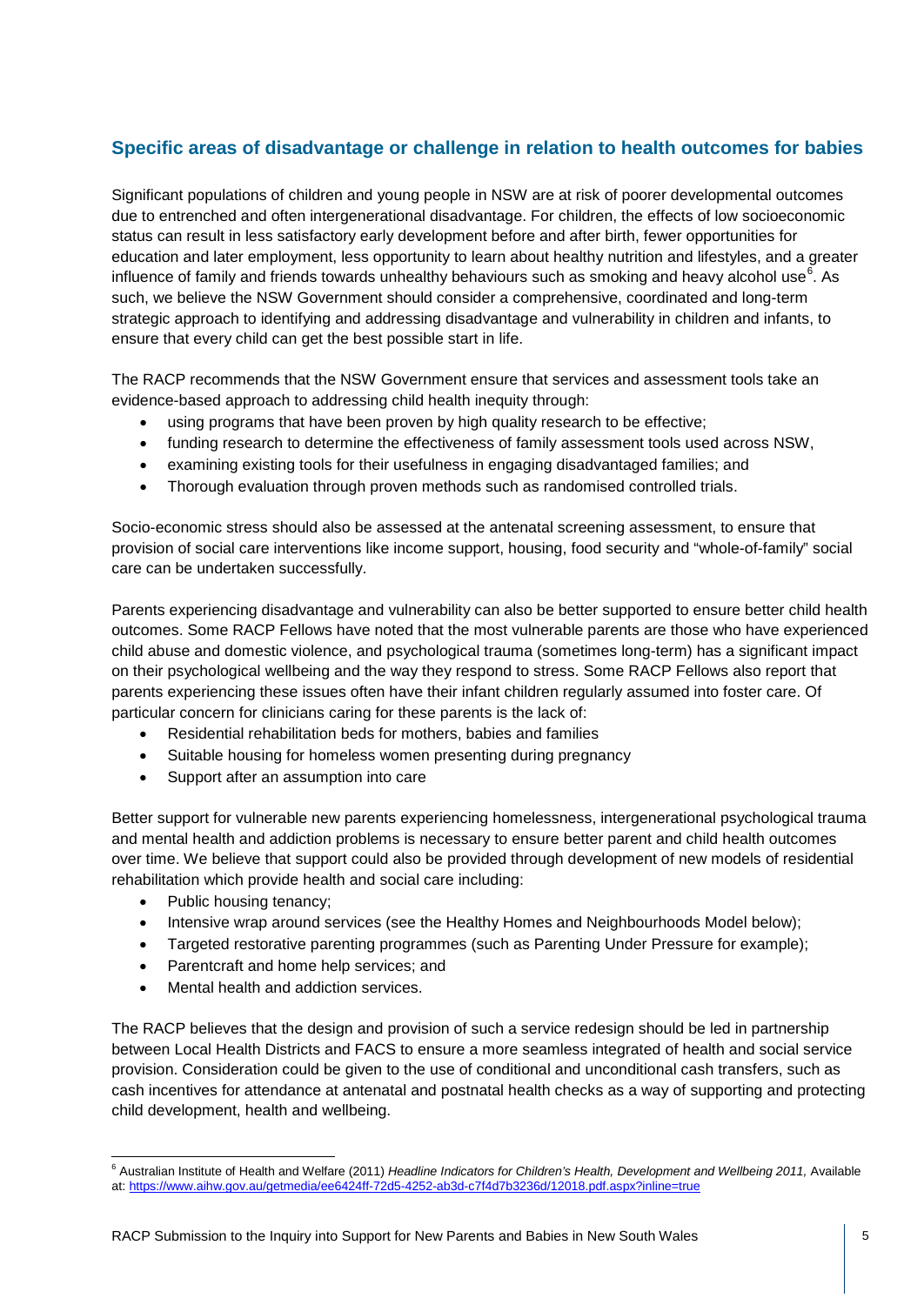## Specific areas of disadvantage or challenge in relation to health outcomes for babies

Significant populations of children and young people in NSW are at risk of poorer developmental outcomes due to entrenched and often intergenerational disadvantage. For children, the effects of low socioeconomic status can result in less satisfactory early development before and after birth, fewer opportunities for education and later employment, less opportunity to learn about healthy nutrition and lifestyles, and a greater influence of family and friends towards unhealthy behaviours such as smoking and heavy alcohol use[6]. As such, we believe the NSW Government should consider a comprehensive, coordinated and long-term strategic approach to identifying and addressing disadvantage and vulnerability in children and infants, to ensure that every child can get the best possible start in life.

The RACP recommends that the NSW Government ensure that services and assessment tools take an evidence-based approach to addressing child health inequity through:

- using programs that have been proven by high quality research to be effective;
- funding research to determine the effectiveness of family assessment tools used across NSW,
- examining existing tools for their usefulness in engaging disadvantaged families; and
- Thorough evaluation through proven methods such as randomised controlled trials.

Socio-economic stress should also be assessed at the antenatal screening assessment, to ensure that provision of social care interventions like income support, housing, food security and "whole-of-family" social care can be undertaken successfully.

Parents experiencing disadvantage and vulnerability can also be better supported to ensure better child health outcomes. Some RACP Fellows have noted that the most vulnerable parents are those who have experienced child abuse and domestic violence, and psychological trauma (sometimes long-term) has a significant impact on their psychological wellbeing and the way they respond to stress. Some RACP Fellows also report that parents experiencing these issues often have their infant children regularly assumed into foster care. Of particular concern for clinicians caring for these parents is the lack of:

- Residential rehabilitation beds for mothers, babies and families
- Suitable housing for homeless women presenting during pregnancy
- Support after an assumption into care

Better support for vulnerable new parents experiencing homelessness, intergenerational psychological trauma and mental health and addiction problems is necessary to ensure better parent and child health outcomes over time. We believe that support could also be provided through development of new models of residential rehabilitation which provide health and social care including:

- Public housing tenancy;
- Intensive wrap around services (see the Healthy Homes and Neighbourhoods Model below);
- Targeted restorative parenting programmes (such as Parenting Under Pressure for example);
- Parentcraft and home help services; and
- Mental health and addiction services.

The RACP believes that the design and provision of such a service redesign should be led in partnership between Local Health Districts and FACS to ensure a more seamless integrated of health and social service provision. Consideration could be given to the use of conditional and unconditional cash transfers, such as cash incentives for attendance at antenatal and postnatal health checks as a way of supporting and protecting child development, health and wellbeing.

---

[6] Australian Institute of Health and Welfare (2011) *Headline Indicators for Children's Health, Development and Wellbeing 2011,* Available at: https://www.aihw.gov.au/getmedia/ee6424ff-72d5-4252-ab3d-c7f4d7b3236d/12018.pdf.aspx?inline=true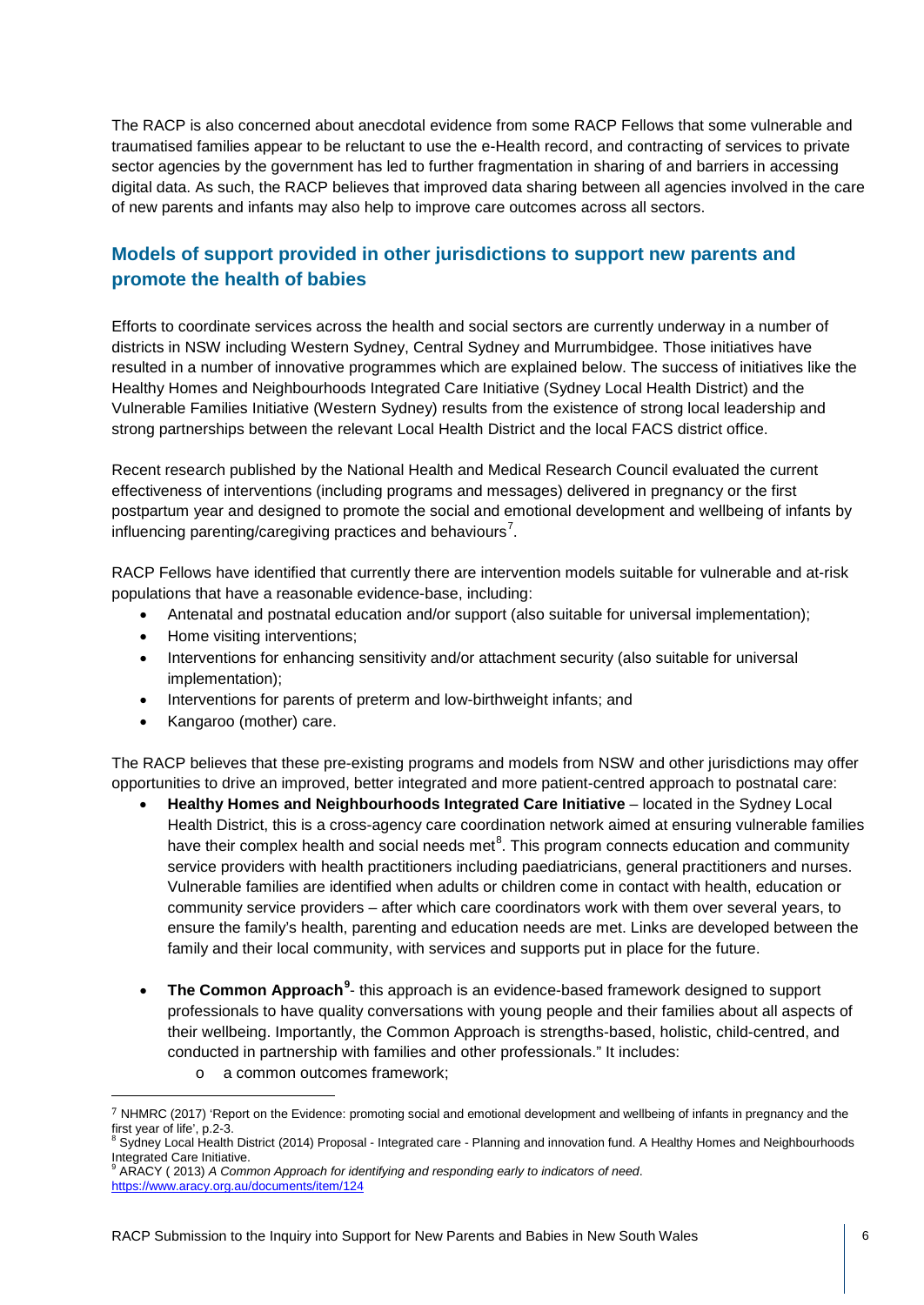The RACP is also concerned about anecdotal evidence from some RACP Fellows that some vulnerable and traumatised families appear to be reluctant to use the e-Health record, and contracting of services to private sector agencies by the government has led to further fragmentation in sharing of and barriers in accessing digital data. As such, the RACP believes that improved data sharing between all agencies involved in the care of new parents and infants may also help to improve care outcomes across all sectors.

## Models of support provided in other jurisdictions to support new parents and promote the health of babies

Efforts to coordinate services across the health and social sectors are currently underway in a number of districts in NSW including Western Sydney, Central Sydney and Murrumbidgee. Those initiatives have resulted in a number of innovative programmes which are explained below. The success of initiatives like the Healthy Homes and Neighbourhoods Integrated Care Initiative (Sydney Local Health District) and the Vulnerable Families Initiative (Western Sydney) results from the existence of strong local leadership and strong partnerships between the relevant Local Health District and the local FACS district office.

Recent research published by the National Health and Medical Research Council evaluated the current effectiveness of interventions (including programs and messages) delivered in pregnancy or the first postpartum year and designed to promote the social and emotional development and wellbeing of infants by influencing parenting/caregiving practices and behaviours[7].

RACP Fellows have identified that currently there are intervention models suitable for vulnerable and at-risk populations that have a reasonable evidence-base, including:

- Antenatal and postnatal education and/or support (also suitable for universal implementation);
- Home visiting interventions;
- Interventions for enhancing sensitivity and/or attachment security (also suitable for universal implementation);
- Interventions for parents of preterm and low-birthweight infants; and
- Kangaroo (mother) care.

The RACP believes that these pre-existing programs and models from NSW and other jurisdictions may offer opportunities to drive an improved, better integrated and more patient-centred approach to postnatal care:

- **Healthy Homes and Neighbourhoods Integrated Care Initiative** – located in the Sydney Local Health District, this is a cross-agency care coordination network aimed at ensuring vulnerable families have their complex health and social needs met[8]. This program connects education and community service providers with health practitioners including paediatricians, general practitioners and nurses. Vulnerable families are identified when adults or children come in contact with health, education or community service providers – after which care coordinators work with them over several years, to ensure the family's health, parenting and education needs are met. Links are developed between the family and their local community, with services and supports put in place for the future.

- **The Common Approach[9]**- this approach is an evidence-based framework designed to support professionals to have quality conversations with young people and their families about all aspects of their wellbeing. Importantly, the Common Approach is strengths-based, holistic, child-centred, and conducted in partnership with families and other professionals." It includes:
  - a common outcomes framework;

---

[7] NHMRC (2017) 'Report on the Evidence: promoting social and emotional development and wellbeing of infants in pregnancy and the first year of life', p.2-3.

[8] Sydney Local Health District (2014) Proposal - Integrated care - Planning and innovation fund. A Healthy Homes and Neighbourhoods Integrated Care Initiative.

[9] ARACY ( 2013) *A Common Approach for identifying and responding early to indicators of need*. https://www.aracy.org.au/documents/item/124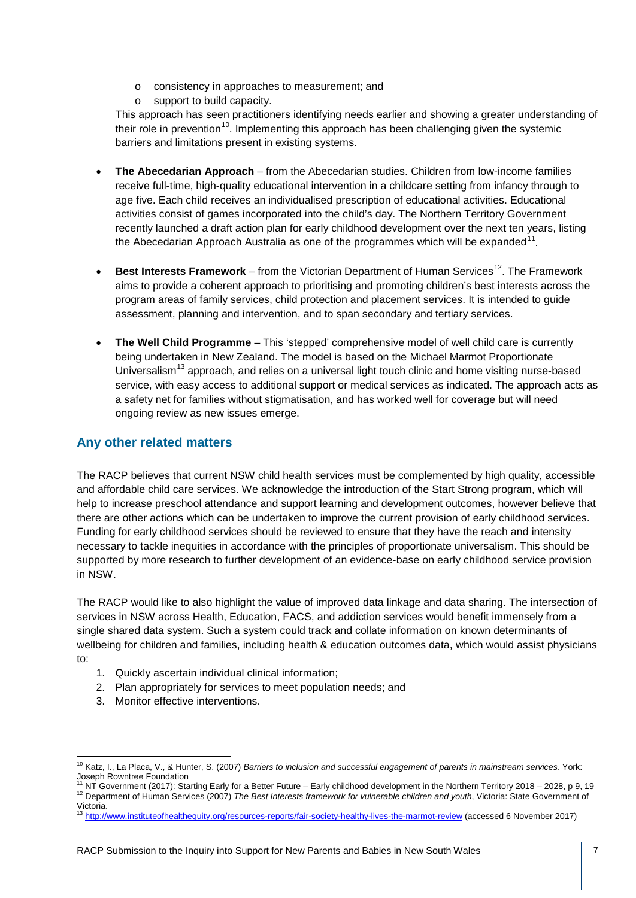- consistency in approaches to measurement; and
    - support to build capacity.

  This approach has seen practitioners identifying needs earlier and showing a greater understanding of their role in prevention[10]. Implementing this approach has been challenging given the systemic barriers and limitations present in existing systems.

- **The Abecedarian Approach** – from the Abecedarian studies. Children from low-income families receive full-time, high-quality educational intervention in a childcare setting from infancy through to age five. Each child receives an individualised prescription of educational activities. Educational activities consist of games incorporated into the child's day. The Northern Territory Government recently launched a draft action plan for early childhood development over the next ten years, listing the Abecedarian Approach Australia as one of the programmes which will be expanded[11].

- **Best Interests Framework** – from the Victorian Department of Human Services[12]. The Framework aims to provide a coherent approach to prioritising and promoting children's best interests across the program areas of family services, child protection and placement services. It is intended to guide assessment, planning and intervention, and to span secondary and tertiary services.

- **The Well Child Programme** – This 'stepped' comprehensive model of well child care is currently being undertaken in New Zealand. The model is based on the Michael Marmot Proportionate Universalism[13] approach, and relies on a universal light touch clinic and home visiting nurse-based service, with easy access to additional support or medical services as indicated. The approach acts as a safety net for families without stigmatisation, and has worked well for coverage but will need ongoing review as new issues emerge.

## Any other related matters

The RACP believes that current NSW child health services must be complemented by high quality, accessible and affordable child care services. We acknowledge the introduction of the Start Strong program, which will help to increase preschool attendance and support learning and development outcomes, however believe that there are other actions which can be undertaken to improve the current provision of early childhood services. Funding for early childhood services should be reviewed to ensure that they have the reach and intensity necessary to tackle inequities in accordance with the principles of proportionate universalism. This should be supported by more research to further development of an evidence-base on early childhood service provision in NSW.

The RACP would like to also highlight the value of improved data linkage and data sharing. The intersection of services in NSW across Health, Education, FACS, and addiction services would benefit immensely from a single shared data system. Such a system could track and collate information on known determinants of wellbeing for children and families, including health & education outcomes data, which would assist physicians to:

1. Quickly ascertain individual clinical information;
2. Plan appropriately for services to meet population needs; and
3. Monitor effective interventions.

---

[10] Katz, I., La Placa, V., & Hunter, S. (2007) *Barriers to inclusion and successful engagement of parents in mainstream services*. York: Joseph Rowntree Foundation

[11] NT Government (2017): Starting Early for a Better Future – Early childhood development in the Northern Territory 2018 – 2028, p 9, 19

[12] Department of Human Services (2007) *The Best Interests framework for vulnerable children and youth*, Victoria: State Government of Victoria.

[13] http://www.instituteofhealthequity.org/resources-reports/fair-society-healthy-lives-the-marmot-review (accessed 6 November 2017)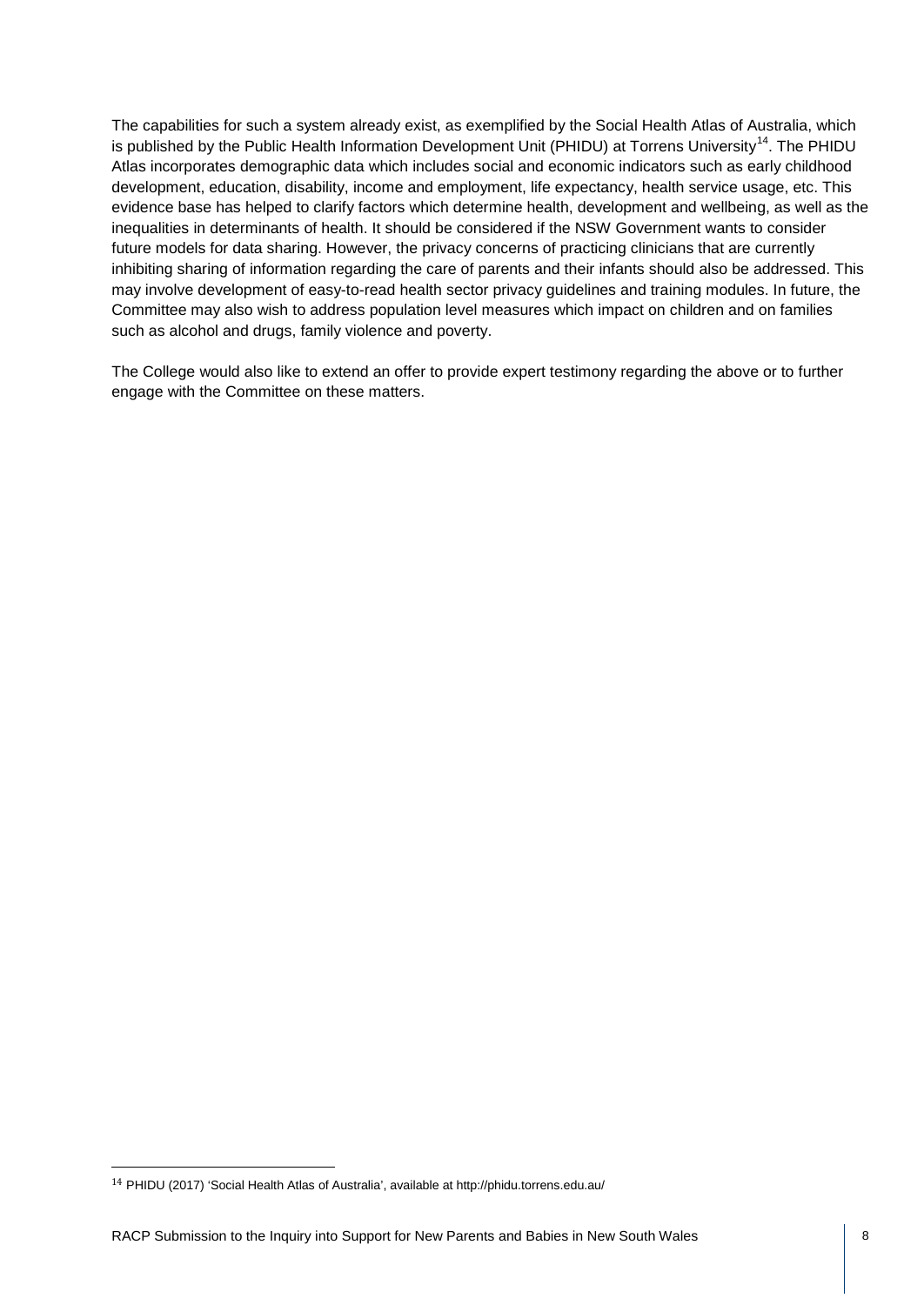The capabilities for such a system already exist, as exemplified by the Social Health Atlas of Australia, which is published by the Public Health Information Development Unit (PHIDU) at Torrens University[14]. The PHIDU Atlas incorporates demographic data which includes social and economic indicators such as early childhood development, education, disability, income and employment, life expectancy, health service usage, etc. This evidence base has helped to clarify factors which determine health, development and wellbeing, as well as the inequalities in determinants of health. It should be considered if the NSW Government wants to consider future models for data sharing. However, the privacy concerns of practicing clinicians that are currently inhibiting sharing of information regarding the care of parents and their infants should also be addressed. This may involve development of easy-to-read health sector privacy guidelines and training modules. In future, the Committee may also wish to address population level measures which impact on children and on families such as alcohol and drugs, family violence and poverty.

The College would also like to extend an offer to provide expert testimony regarding the above or to further engage with the Committee on these matters.

[14] PHIDU (2017) 'Social Health Atlas of Australia', available at http://phidu.torrens.edu.au/